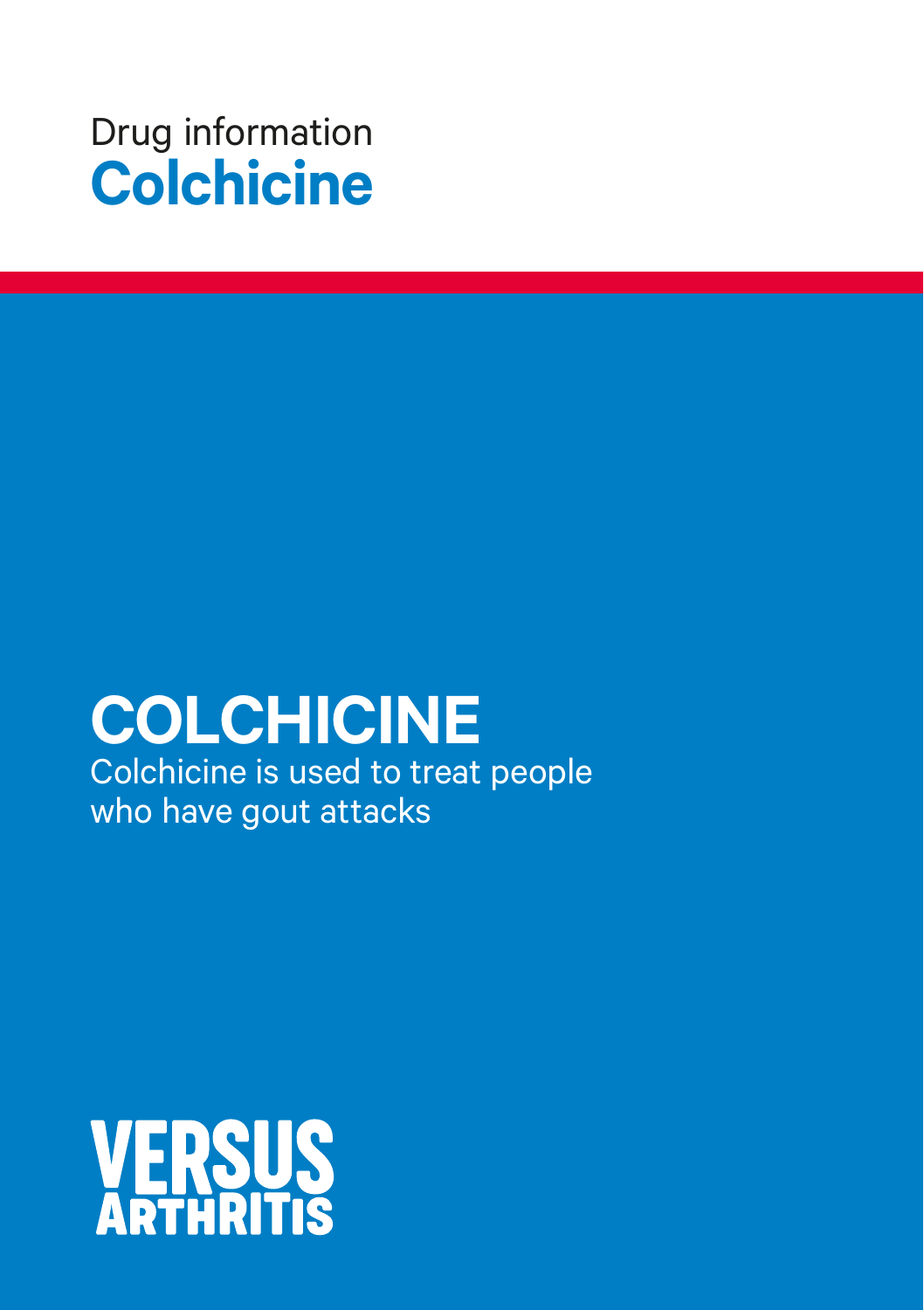Drug information

# Colchicine

## COLCHICINE

Colchicine is used to treat people who have gout attacks

VERSUS ARTHRITIS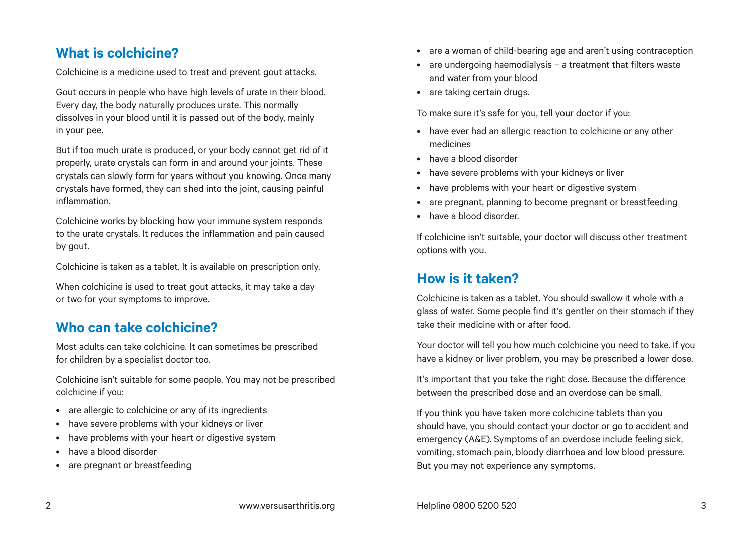## What is colchicine?

Colchicine is a medicine used to treat and prevent gout attacks.

Gout occurs in people who have high levels of urate in their blood. Every day, the body naturally produces urate. This normally dissolves in your blood until it is passed out of the body, mainly in your pee.

But if too much urate is produced, or your body cannot get rid of it properly, urate crystals can form in and around your joints. These crystals can slowly form for years without you knowing. Once many crystals have formed, they can shed into the joint, causing painful inflammation.

Colchicine works by blocking how your immune system responds to the urate crystals. It reduces the inflammation and pain caused by gout.

Colchicine is taken as a tablet. It is available on prescription only.

When colchicine is used to treat gout attacks, it may take a day or two for your symptoms to improve.

## Who can take colchicine?

Most adults can take colchicine. It can sometimes be prescribed for children by a specialist doctor too.

Colchicine isn't suitable for some people. You may not be prescribed colchicine if you:

- are allergic to colchicine or any of its ingredients
- have severe problems with your kidneys or liver
- have problems with your heart or digestive system
- have a blood disorder
- are pregnant or breastfeeding
- are a woman of child-bearing age and aren't using contraception
- are undergoing haemodialysis – a treatment that filters waste and water from your blood
- are taking certain drugs.

To make sure it's safe for you, tell your doctor if you:

- have ever had an allergic reaction to colchicine or any other medicines
- have a blood disorder
- have severe problems with your kidneys or liver
- have problems with your heart or digestive system
- are pregnant, planning to become pregnant or breastfeeding
- have a blood disorder.

If colchicine isn't suitable, your doctor will discuss other treatment options with you.

## How is it taken?

Colchicine is taken as a tablet. You should swallow it whole with a glass of water. Some people find it's gentler on their stomach if they take their medicine with or after food.

Your doctor will tell you how much colchicine you need to take. If you have a kidney or liver problem, you may be prescribed a lower dose.

It's important that you take the right dose. Because the difference between the prescribed dose and an overdose can be small.

If you think you have taken more colchicine tablets than you should have, you should contact your doctor or go to accident and emergency (A&E). Symptoms of an overdose include feeling sick, vomiting, stomach pain, bloody diarrhoea and low blood pressure. But you may not experience any symptoms.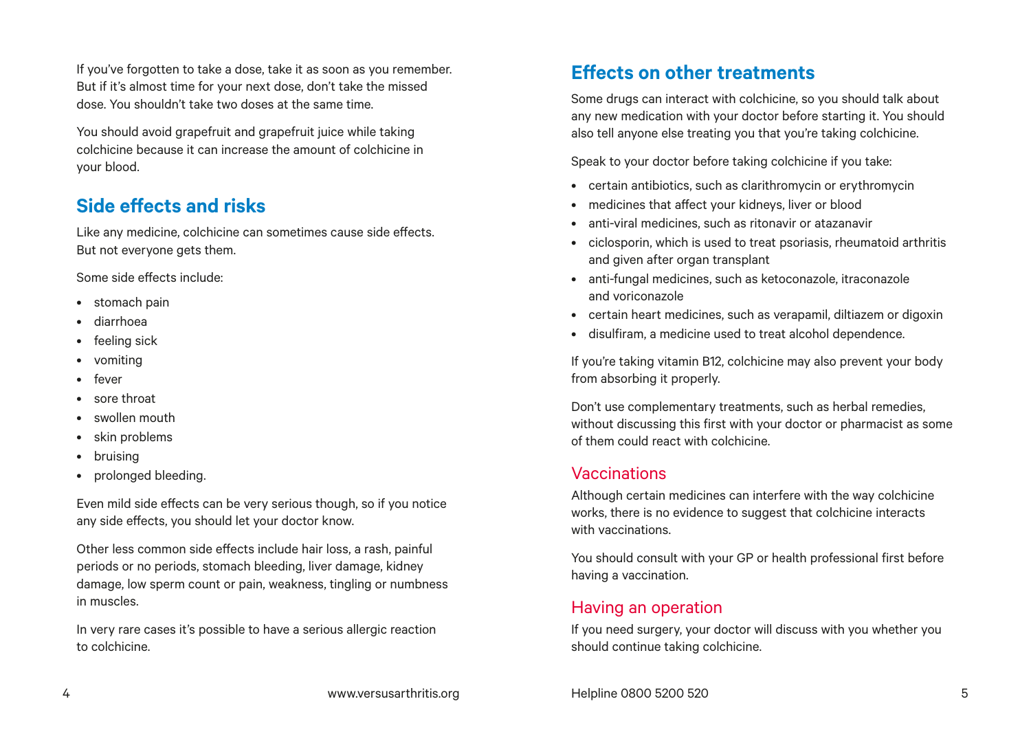If you've forgotten to take a dose, take it as soon as you remember. But if it's almost time for your next dose, don't take the missed dose. You shouldn't take two doses at the same time.

You should avoid grapefruit and grapefruit juice while taking colchicine because it can increase the amount of colchicine in your blood.

## Side effects and risks

Like any medicine, colchicine can sometimes cause side effects. But not everyone gets them.

Some side effects include:

- stomach pain
- diarrhoea
- feeling sick
- vomiting
- fever
- sore throat
- swollen mouth
- skin problems
- bruising
- prolonged bleeding.

Even mild side effects can be very serious though, so if you notice any side effects, you should let your doctor know.

Other less common side effects include hair loss, a rash, painful periods or no periods, stomach bleeding, liver damage, kidney damage, low sperm count or pain, weakness, tingling or numbness in muscles.

In very rare cases it's possible to have a serious allergic reaction to colchicine.

## Effects on other treatments

Some drugs can interact with colchicine, so you should talk about any new medication with your doctor before starting it. You should also tell anyone else treating you that you're taking colchicine.

Speak to your doctor before taking colchicine if you take:

- certain antibiotics, such as clarithromycin or erythromycin
- medicines that affect your kidneys, liver or blood
- anti-viral medicines, such as ritonavir or atazanavir
- ciclosporin, which is used to treat psoriasis, rheumatoid arthritis and given after organ transplant
- anti-fungal medicines, such as ketoconazole, itraconazole and voriconazole
- certain heart medicines, such as verapamil, diltiazem or digoxin
- disulfiram, a medicine used to treat alcohol dependence.

If you're taking vitamin B12, colchicine may also prevent your body from absorbing it properly.

Don't use complementary treatments, such as herbal remedies, without discussing this first with your doctor or pharmacist as some of them could react with colchicine.

### Vaccinations

Although certain medicines can interfere with the way colchicine works, there is no evidence to suggest that colchicine interacts with vaccinations.

You should consult with your GP or health professional first before having a vaccination.

### Having an operation

If you need surgery, your doctor will discuss with you whether you should continue taking colchicine.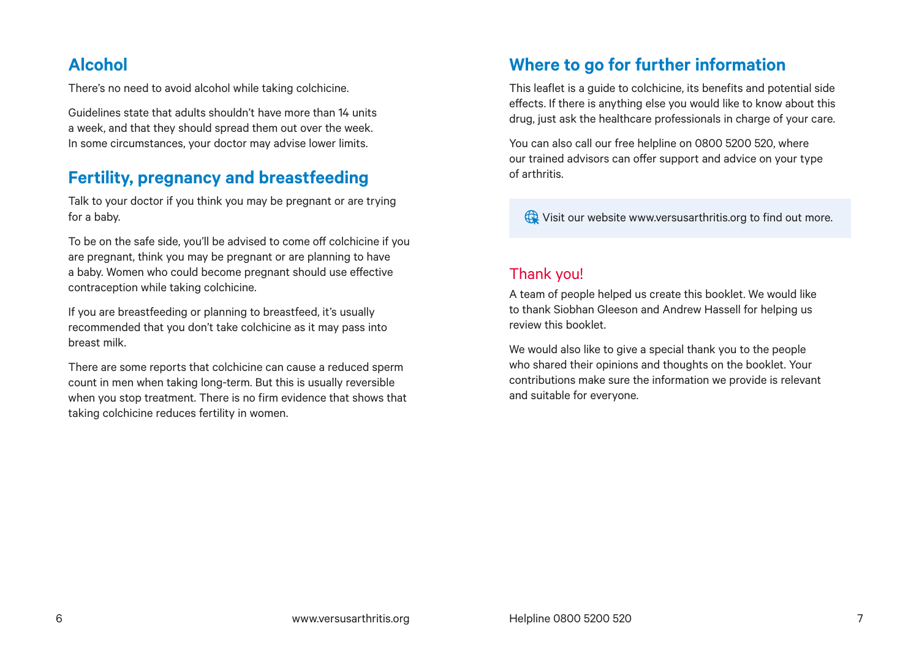## Alcohol

There's no need to avoid alcohol while taking colchicine.

Guidelines state that adults shouldn't have more than 14 units a week, and that they should spread them out over the week. In some circumstances, your doctor may advise lower limits.

## Fertility, pregnancy and breastfeeding

Talk to your doctor if you think you may be pregnant or are trying for a baby.

To be on the safe side, you'll be advised to come off colchicine if you are pregnant, think you may be pregnant or are planning to have a baby. Women who could become pregnant should use effective contraception while taking colchicine.

If you are breastfeeding or planning to breastfeed, it's usually recommended that you don't take colchicine as it may pass into breast milk.

There are some reports that colchicine can cause a reduced sperm count in men when taking long-term. But this is usually reversible when you stop treatment. There is no firm evidence that shows that taking colchicine reduces fertility in women.

## Where to go for further information

This leaflet is a guide to colchicine, its benefits and potential side effects. If there is anything else you would like to know about this drug, just ask the healthcare professionals in charge of your care.

You can also call our free helpline on 0800 5200 520, where our trained advisors can offer support and advice on your type of arthritis.

Visit our website www.versusarthritis.org to find out more.

### Thank you!

A team of people helped us create this booklet. We would like to thank Siobhan Gleeson and Andrew Hassell for helping us review this booklet.

We would also like to give a special thank you to the people who shared their opinions and thoughts on the booklet. Your contributions make sure the information we provide is relevant and suitable for everyone.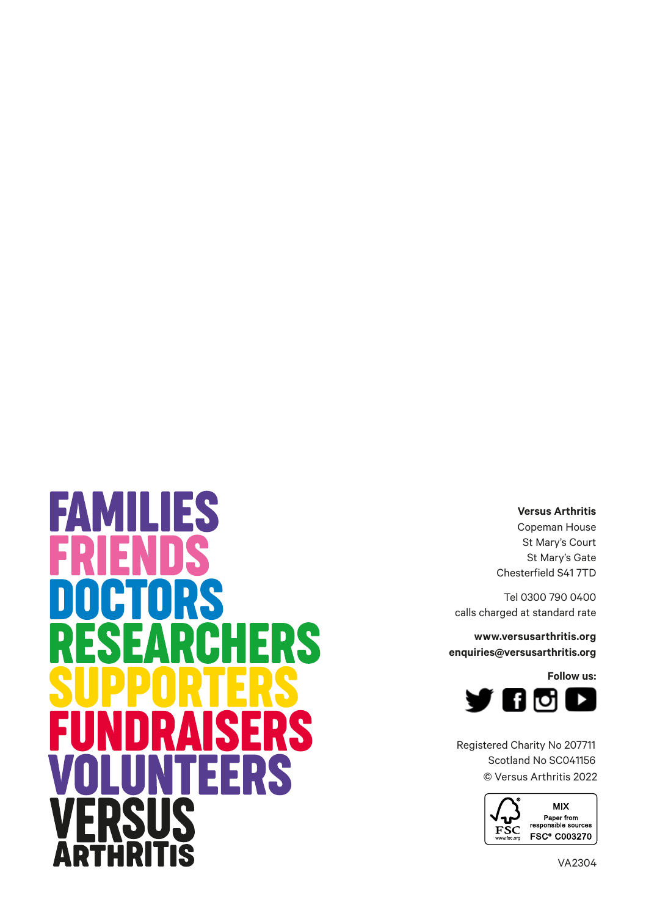FAMILIES
FRIENDS
DOCTORS
RESEARCHERS
SUPPORTERS
FUNDRAISERS
VOLUNTEERS
VERSUS
ARTHRITIS

**Versus Arthritis**
Copeman House
St Mary's Court
St Mary's Gate
Chesterfield S41 7TD

Tel 0300 790 0400
calls charged at standard rate

**www.versusarthritis.org**
**enquiries@versusarthritis.org**

**Follow us:**

Registered Charity No 207711
Scotland No SC041156
© Versus Arthritis 2022

MIX
Paper from responsible sources
FSC® C003270
FSC
www.fsc.org

VA2304